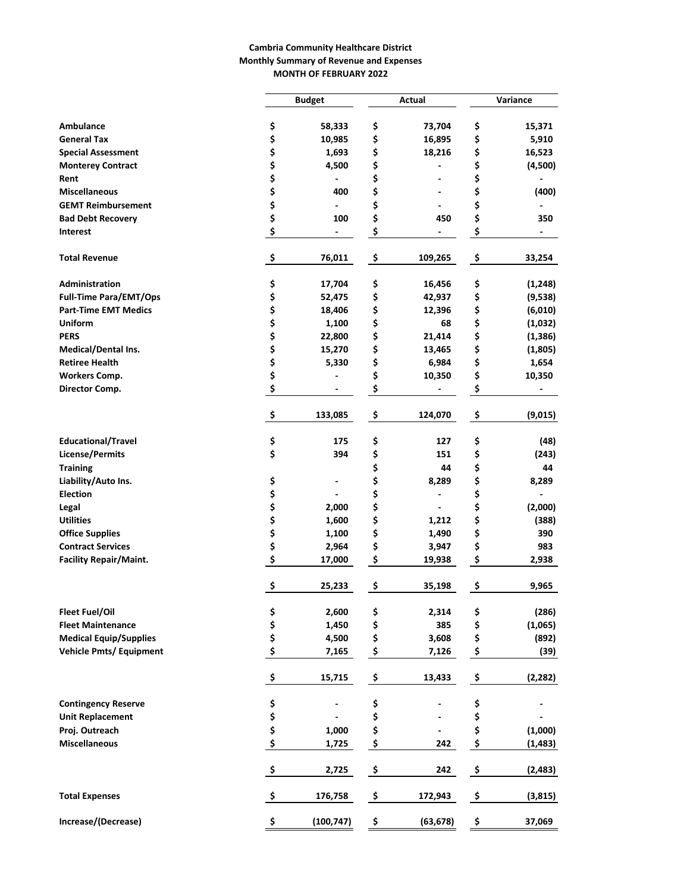**Cambria Community Healthcare District**
**Monthly Summary of Revenue and Expenses**
**MONTH OF FEBRUARY 2022**

| | Budget | Actual | Variance |
|---|---|---|---|
| **Ambulance** | $ 58,333 | $ 73,704 | $ 15,371 |
| **General Tax** | $ 10,985 | $ 16,895 | $ 5,910 |
| **Special Assessment** | $ 1,693 | $ 18,216 | $ 16,523 |
| **Monterey Contract** | $ 4,500 | $ - | $ (4,500) |
| **Rent** | $ - | $ - | $ - |
| **Miscellaneous** | $ 400 | $ - | $ (400) |
| **GEMT Reimbursement** | $ - | $ - | $ - |
| **Bad Debt Recovery** | $ 100 | $ 450 | $ 350 |
| **Interest** | $ - | $ - | $ - |
| **Total Revenue** | $ 76,011 | $ 109,265 | $ 33,254 |
| **Administration** | $ 17,704 | $ 16,456 | $ (1,248) |
| **Full-Time Para/EMT/Ops** | $ 52,475 | $ 42,937 | $ (9,538) |
| **Part-Time EMT Medics** | $ 18,406 | $ 12,396 | $ (6,010) |
| **Uniform** | $ 1,100 | $ 68 | $ (1,032) |
| **PERS** | $ 22,800 | $ 21,414 | $ (1,386) |
| **Medical/Dental Ins.** | $ 15,270 | $ 13,465 | $ (1,805) |
| **Retiree Health** | $ 5,330 | $ 6,984 | $ 1,654 |
| **Workers Comp.** | $ - | $ 10,350 | $ 10,350 |
| **Director Comp.** | $ - | $ - | $ - |
| | $ 133,085 | $ 124,070 | $ (9,015) |
| **Educational/Travel** | $ 175 | $ 127 | $ (48) |
| **License/Permits** | $ 394 | $ 151 | $ (243) |
| **Training** | | $ 44 | $ 44 |
| **Liability/Auto Ins.** | $ - | $ 8,289 | $ 8,289 |
| **Election** | $ - | $ - | $ - |
| **Legal** | $ 2,000 | $ - | $ (2,000) |
| **Utilities** | $ 1,600 | $ 1,212 | $ (388) |
| **Office Supplies** | $ 1,100 | $ 1,490 | $ 390 |
| **Contract Services** | $ 2,964 | $ 3,947 | $ 983 |
| **Facility Repair/Maint.** | $ 17,000 | $ 19,938 | $ 2,938 |
| | $ 25,233 | $ 35,198 | $ 9,965 |
| **Fleet Fuel/Oil** | $ 2,600 | $ 2,314 | $ (286) |
| **Fleet Maintenance** | $ 1,450 | $ 385 | $ (1,065) |
| **Medical Equip/Supplies** | $ 4,500 | $ 3,608 | $ (892) |
| **Vehicle Pmts/ Equipment** | $ 7,165 | $ 7,126 | $ (39) |
| | $ 15,715 | $ 13,433 | $ (2,282) |
| **Contingency Reserve** | $ - | $ - | $ - |
| **Unit Replacement** | $ - | $ - | $ - |
| **Proj. Outreach** | $ 1,000 | $ - | $ (1,000) |
| **Miscellaneous** | $ 1,725 | $ 242 | $ (1,483) |
| | $ 2,725 | $ 242 | $ (2,483) |
| **Total Expenses** | $ 176,758 | $ 172,943 | $ (3,815) |
| **Increase/(Decrease)** | $ (100,747) | $ (63,678) | $ 37,069 |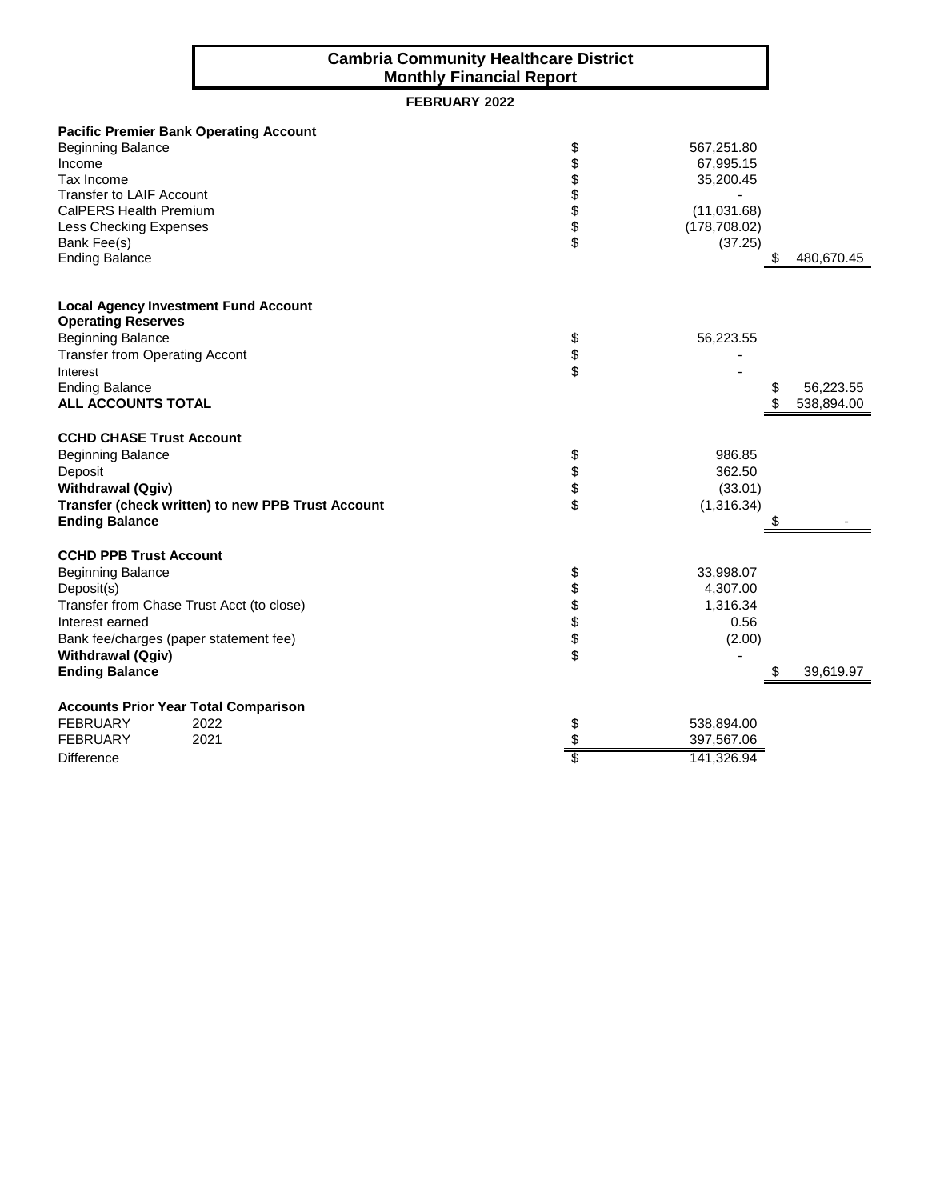# Cambria Community Healthcare District
## Monthly Financial Report

**FEBRUARY 2022**

| | | | |
|---|---|---|---|
| **Pacific Premier Bank Operating Account** | | | |
| Beginning Balance | $ | 567,251.80 | |
| Income | $ | 67,995.15 | |
| Tax Income | $ | 35,200.45 | |
| Transfer to LAIF Account | $ | - | |
| CalPERS Health Premium | $ | (11,031.68) | |
| Less Checking Expenses | $ | (178,708.02) | |
| Bank Fee(s) | $ | (37.25) | |
| Ending Balance | | | $ 480,670.45 |
| | | | |
| **Local Agency Investment Fund Account** | | | |
| **Operating Reserves** | | | |
| Beginning Balance | $ | 56,223.55 | |
| Transfer from Operating Accont | $ | - | |
| Interest | $ | - | |
| Ending Balance | | | $ 56,223.55 |
| **ALL ACCOUNTS TOTAL** | | | $ 538,894.00 |
| | | | |
| **CCHD CHASE Trust Account** | | | |
| Beginning Balance | $ | 986.85 | |
| Deposit | $ | 362.50 | |
| **Withdrawal (Qgiv)** | $ | (33.01) | |
| **Transfer (check written) to new PPB Trust Account** | $ | (1,316.34) | |
| **Ending Balance** | | | $ - |
| | | | |
| **CCHD PPB Trust Account** | | | |
| Beginning Balance | $ | 33,998.07 | |
| Deposit(s) | $ | 4,307.00 | |
| Transfer from Chase Trust Acct (to close) | $ | 1,316.34 | |
| Interest earned | $ | 0.56 | |
| Bank fee/charges (paper statement fee) | $ | (2.00) | |
| **Withdrawal (Qgiv)** | $ | - | |
| **Ending Balance** | | | $ 39,619.97 |

**Accounts Prior Year Total Comparison**

| | | | |
|---|---|---|---|
| FEBRUARY | 2022 | $ | 538,894.00 |
| FEBRUARY | 2021 | $ | 397,567.06 |
| Difference | | $ | 141,326.94 |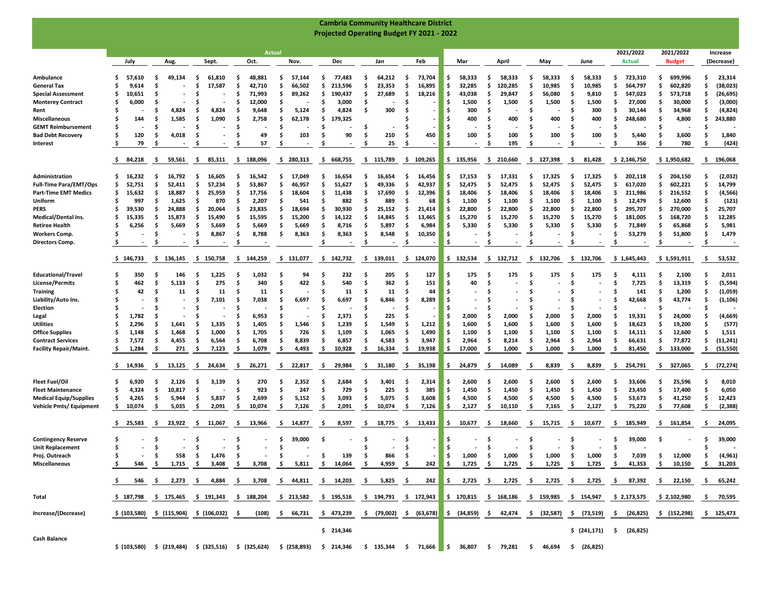# Cambria Community Healthcare District
## Projected Operating Budget FY 2021 - 2022

| | July | Aug. | Sept. | Oct. | Nov. | Dec | Jan | Feb | Mar | April | May | June | 2021/2022 Actual | 2021/2022 Budget | Increase (Decrease) |
|---|---|---|---|---|---|---|---|---|---|---|---|---|---|---|---|
| | Actual | | | | | | | | | | | | | | |
| **Ambulance** | $ 57,610 | $ 49,134 | $ 61,810 | $ 48,881 | $ 57,144 | $ 77,483 | $ 64,212 | $ 73,704 | $ 58,333 | $ 58,333 | $ 58,333 | $ 58,333 | $ 723,310 | $ 699,996 | $ 23,314 |
| **General Tax** | $ 9,614 | $ - | $ 17,587 | $ 42,710 | $ 66,502 | $ 213,596 | $ 23,353 | $ 16,895 | $ 32,285 | $ 120,285 | $ 10,985 | $ 10,985 | $ 564,797 | $ 602,820 | $ (38,023) |
| **Special Assessment** | $ 10,651 | $ - | $ - | $ 71,993 | $ 89,262 | $ 190,437 | $ 27,689 | $ 18,216 | $ 43,038 | $ 29,847 | $ 56,080 | $ 9,810 | $ 547,023 | $ 573,718 | $ (26,695) |
| **Monterey Contract** | $ 6,000 | $ - | $ - | $ 12,000 | $ - | $ 3,000 | $ - | $ - | $ 1,500 | $ 1,500 | $ 1,500 | $ 1,500 | $ 27,000 | $ 30,000 | $ (3,000) |
| **Rent** | $ - | $ 4,824 | $ 4,824 | $ 9,648 | $ 5,124 | $ 4,824 | $ 300 | $ - | $ 300 | $ - | $ - | $ 300 | $ 30,144 | $ 34,968 | $ (4,824) |
| **Miscellaneous** | $ 144 | $ 1,585 | $ 1,090 | $ 2,758 | $ 62,178 | $ 179,325 | | $ - | $ 400 | $ 400 | $ 400 | $ 400 | $ 248,680 | $ 4,800 | $ 243,880 |
| **GEMT Reimbursement** | $ - | $ - | $ - | $ - | $ - | $ - | $ - | $ - | $ - | $ - | $ - | $ - | $ - | $ - | $ - |
| **Bad Debt Recovery** | $ 120 | $ 4,018 | $ - | $ 49 | $ 103 | $ 90 | $ 210 | $ 450 | $ 100 | $ 100 | $ 100 | $ 100 | $ 5,440 | $ 3,600 | $ 1,840 |
| **Interest** | $ 79 | $ - | $ - | $ 57 | $ - | $ - | $ 25 | $ - | $ - | $ 195 | $ - | $ - | $ 356 | $ 780 | $ (424) |
| | $ 84,218 | $ 59,561 | $ 85,311 | $ 188,096 | $ 280,313 | $ 668,755 | $ 115,789 | $ 109,265 | $ 135,956 | $ 210,660 | $ 127,398 | $ 81,428 | $ 2,146,750 | $ 1,950,682 | $ 196,068 |
| **Administration** | $ 16,232 | $ 16,792 | $ 16,605 | $ 16,542 | $ 17,049 | $ 16,654 | $ 16,654 | $ 16,456 | $ 17,153 | $ 17,331 | $ 17,325 | $ 17,325 | $ 202,118 | $ 204,150 | $ (2,032) |
| **Full-Time Para/EMT/Ops** | $ 52,751 | $ 52,411 | $ 57,234 | $ 53,867 | $ 46,957 | $ 51,627 | $ 49,336 | $ 42,937 | $ 52,475 | $ 52,475 | $ 52,475 | $ 52,475 | $ 617,020 | $ 602,221 | $ 14,799 |
| **Part-Time EMT Medics** | $ 15,632 | $ 18,887 | $ 25,959 | $ 17,756 | $ 18,604 | $ 11,438 | $ 17,690 | $ 12,396 | $ 18,406 | $ 18,406 | $ 18,406 | $ 18,406 | $ 211,986 | $ 216,552 | $ (4,566) |
| **Uniform** | $ 997 | $ 1,625 | $ 870 | $ 2,207 | $ 541 | $ 882 | $ 889 | $ 68 | $ 1,100 | $ 1,100 | $ 1,100 | $ 1,100 | $ 12,479 | $ 12,600 | $ (121) |
| **PERS** | $ 39,530 | $ 24,888 | $ 20,064 | $ 23,835 | $ 18,694 | $ 30,930 | $ 25,152 | $ 21,414 | $ 22,800 | $ 22,800 | $ 22,800 | $ 22,800 | $ 295,707 | $ 270,000 | $ 25,707 |
| **Medical/Dental Ins.** | $ 15,335 | $ 15,873 | $ 15,490 | $ 15,595 | $ 15,200 | $ 14,122 | $ 14,845 | $ 13,465 | $ 15,270 | $ 15,270 | $ 15,270 | $ 15,270 | $ 181,005 | $ 168,720 | $ 12,285 |
| **Retiree Health** | $ 6,256 | $ 5,669 | $ 5,669 | $ 5,669 | $ 5,669 | $ 8,716 | $ 5,897 | $ 6,984 | $ 5,330 | $ 5,330 | $ 5,330 | $ 5,330 | $ 71,849 | $ 65,868 | $ 5,981 |
| **Workers Comp.** | $ - | $ - | $ 8,867 | $ 8,788 | $ 8,363 | $ 8,363 | $ 8,548 | $ 10,350 | $ - | $ - | $ - | $ - | $ 53,279 | $ 51,800 | $ 1,479 |
| **Directors Comp.** | $ - | $ - | $ - | $ - | | $ - | $ - | $ - | $ - | $ - | $ - | $ - | $ - | $ - | $ - |
| | $ 146,733 | $ 136,145 | $ 150,758 | $ 144,259 | $ 131,077 | $ 142,732 | $ 139,011 | $ 124,070 | $ 132,534 | $ 132,712 | $ 132,706 | $ 132,706 | $ 1,645,443 | $ 1,591,911 | $ 53,532 |
| **Educational/Travel** | $ 350 | $ 146 | $ 1,225 | $ 1,032 | $ 94 | $ 232 | $ 205 | $ 127 | $ 175 | $ 175 | $ 175 | $ 175 | $ 4,111 | $ 2,100 | $ 2,011 |
| **License/Permits** | $ 462 | $ 5,133 | $ 275 | $ 340 | $ 422 | $ 540 | $ 362 | $ 151 | $ 40 | $ - | $ - | $ - | $ 7,725 | $ 13,319 | $ (5,594) |
| **Training** | $ 42 | $ 11 | $ 11 | $ 11 | $ - | $ 11 | $ 11 | $ 44 | $ - | $ - | $ - | $ - | $ 141 | $ 1,200 | $ (1,059) |
| **Liability/Auto Ins.** | $ - | $ - | $ 7,101 | $ 7,038 | $ 6,697 | $ 6,697 | $ 6,846 | $ 8,289 | $ - | $ - | $ - | $ - | $ 42,668 | $ 43,774 | $ (1,106) |
| **Election** | $ - | $ - | $ - | $ - | $ - | $ - | $ - | $ - | $ - | $ - | $ - | $ - | $ - | $ - | $ - |
| **Legal** | $ 1,782 | $ - | $ - | $ 6,953 | $ - | $ 2,371 | $ 225 | $ - | $ 2,000 | $ 2,000 | $ 2,000 | $ 2,000 | $ 19,331 | $ 24,000 | $ (4,669) |
| **Utilities** | $ 2,296 | $ 1,641 | $ 1,335 | $ 1,405 | $ 1,546 | $ 1,239 | $ 1,549 | $ 1,212 | $ 1,600 | $ 1,600 | $ 1,600 | $ 1,600 | $ 18,623 | $ 19,200 | $ (577) |
| **Office Supplies** | $ 1,148 | $ 1,468 | $ 1,000 | $ 1,705 | $ 726 | $ 1,109 | $ 1,065 | $ 1,490 | $ 1,100 | $ 1,100 | $ 1,100 | $ 1,100 | $ 14,111 | $ 12,600 | $ 1,511 |
| **Contract Services** | $ 7,572 | $ 4,455 | $ 6,564 | $ 6,708 | $ 8,839 | $ 6,857 | $ 4,583 | $ 3,947 | $ 2,964 | $ 8,214 | $ 2,964 | $ 2,964 | $ 66,631 | $ 77,872 | $ (11,241) |
| **Facility Repair/Maint.** | $ 1,284 | $ 271 | $ 7,123 | $ 1,079 | $ 4,493 | $ 10,928 | $ 16,334 | $ 19,938 | $ 17,000 | $ 1,000 | $ 1,000 | $ 1,000 | $ 81,450 | $ 133,000 | $ (51,550) |
| | $ 14,936 | $ 13,125 | $ 24,634 | $ 26,271 | $ 22,817 | $ 29,984 | $ 31,180 | $ 35,198 | $ 24,879 | $ 14,089 | $ 8,839 | $ 8,839 | $ 254,791 | $ 327,065 | $ (72,274) |
| **Fleet Fuel/Oil** | $ 6,920 | $ 2,126 | $ 3,139 | $ 270 | $ 2,352 | $ 2,684 | $ 3,401 | $ 2,314 | $ 2,600 | $ 2,600 | $ 2,600 | $ 2,600 | $ 33,606 | $ 25,596 | $ 8,010 |
| **Fleet Maintenance** | $ 4,324 | $ 10,817 | $ - | $ 923 | $ 247 | $ 729 | $ 225 | $ 385 | $ 1,450 | $ 1,450 | $ 1,450 | $ 1,450 | $ 23,450 | $ 17,400 | $ 6,050 |
| **Medical Equip/Supplies** | $ 4,265 | $ 5,944 | $ 5,837 | $ 2,699 | $ 5,152 | $ 3,093 | $ 5,075 | $ 3,608 | $ 4,500 | $ 4,500 | $ 4,500 | $ 4,500 | $ 53,673 | $ 41,250 | $ 12,423 |
| **Vehicle Pmts/ Equipment** | $ 10,074 | $ 5,035 | $ 2,091 | $ 10,074 | $ 7,126 | $ 2,091 | $ 10,074 | $ 7,126 | $ 2,127 | $ 10,110 | $ 7,165 | $ 2,127 | $ 75,220 | $ 77,608 | $ (2,388) |
| | $ 25,583 | $ 23,922 | $ 11,067 | $ 13,966 | $ 14,877 | $ 8,597 | $ 18,775 | $ 13,433 | $ 10,677 | $ 18,660 | $ 15,715 | $ 10,677 | $ 185,949 | $ 161,854 | $ 24,095 |
| **Contingency Reserve** | $ - | $ - | $ - | $ - | $ 39,000 | $ - | $ - | $ - | $ - | $ - | $ - | $ - | $ 39,000 | $ - | $ 39,000 |
| **Unit Replacement** | $ - | $ - | $ - | $ - | $ - | | $ - | $ - | $ - | $ - | $ - | $ - | $ - | | $ - |
| **Proj. Outreach** | $ - | $ 558 | $ 1,476 | $ - | $ - | $ 139 | $ 866 | $ - | $ 1,000 | $ 1,000 | $ 1,000 | $ 1,000 | $ 7,039 | $ 12,000 | $ (4,961) |
| **Miscellaneous** | $ 546 | $ 1,715 | $ 3,408 | $ 3,708 | $ 5,811 | $ 14,064 | $ 4,959 | $ 242 | $ 1,725 | $ 1,725 | $ 1,725 | $ 1,725 | $ 41,353 | $ 10,150 | $ 31,203 |
| | $ 546 | $ 2,273 | $ 4,884 | $ 3,708 | $ 44,811 | $ 14,203 | $ 5,825 | $ 242 | $ 2,725 | $ 2,725 | $ 2,725 | $ 2,725 | $ 87,392 | $ 22,150 | $ 65,242 |
| **Total** | $ 187,798 | $ 175,465 | $ 191,343 | $ 188,204 | $ 213,582 | $ 195,516 | $ 194,791 | $ 172,943 | $ 170,815 | $ 168,186 | $ 159,985 | $ 154,947 | $ 2,173,575 | $ 2,102,980 | $ 70,595 |
| **Increase/(Decrease)** | $ (103,580) | $ (115,904) | $ (106,032) | $ (108) | $ 66,731 | $ 473,239 | $ (79,002) | $ (63,678) | $ (34,859) | $ 42,474 | $ (32,587) | $ (73,519) | $ (26,825) | $ (152,298) | $ 125,473 |
| | | | | | | $ 214,346 | | | | | | $ (241,171) | $ (26,825) | | |
| **Cash Balance** | $ (103,580) | $ (219,484) | $ (325,516) | $ (325,624) | $ (258,893) | $ 214,346 | $ 135,344 | $ 71,666 | $ 36,807 | $ 79,281 | $ 46,694 | $ (26,825) | | | |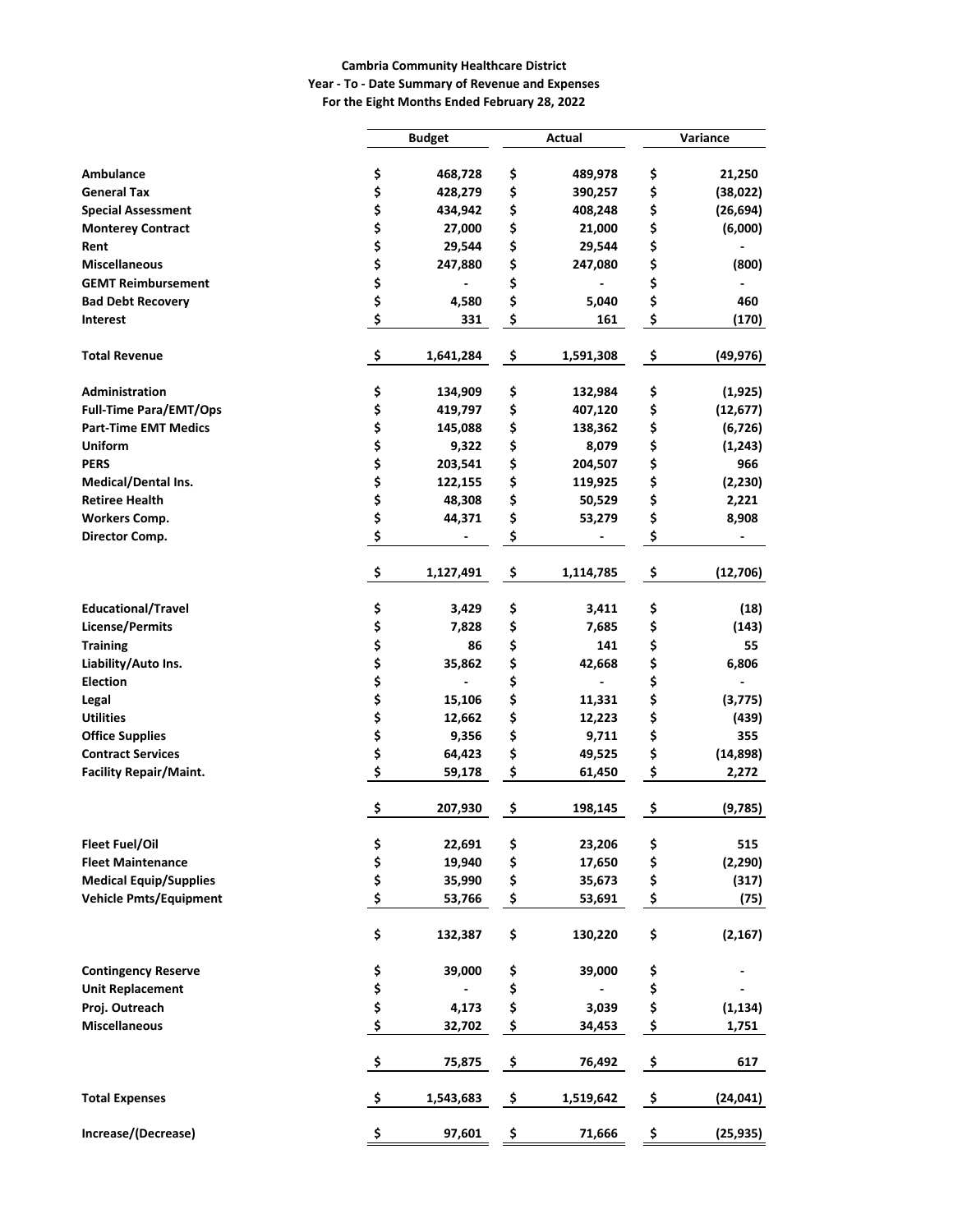**Cambria Community Healthcare District**
**Year - To - Date Summary of Revenue and Expenses**
**For the Eight Months Ended February 28, 2022**

| | Budget | Actual | Variance |
|---|---|---|---|
| **Ambulance** | $ 468,728 | $ 489,978 | $ 21,250 |
| **General Tax** | $ 428,279 | $ 390,257 | $ (38,022) |
| **Special Assessment** | $ 434,942 | $ 408,248 | $ (26,694) |
| **Monterey Contract** | $ 27,000 | $ 21,000 | $ (6,000) |
| **Rent** | $ 29,544 | $ 29,544 | $ - |
| **Miscellaneous** | $ 247,880 | $ 247,080 | $ (800) |
| **GEMT Reimbursement** | $ - | $ - | $ - |
| **Bad Debt Recovery** | $ 4,580 | $ 5,040 | $ 460 |
| **Interest** | $ 331 | $ 161 | $ (170) |
| **Total Revenue** | $ 1,641,284 | $ 1,591,308 | $ (49,976) |
| **Administration** | $ 134,909 | $ 132,984 | $ (1,925) |
| **Full-Time Para/EMT/Ops** | $ 419,797 | $ 407,120 | $ (12,677) |
| **Part-Time EMT Medics** | $ 145,088 | $ 138,362 | $ (6,726) |
| **Uniform** | $ 9,322 | $ 8,079 | $ (1,243) |
| **PERS** | $ 203,541 | $ 204,507 | $ 966 |
| **Medical/Dental Ins.** | $ 122,155 | $ 119,925 | $ (2,230) |
| **Retiree Health** | $ 48,308 | $ 50,529 | $ 2,221 |
| **Workers Comp.** | $ 44,371 | $ 53,279 | $ 8,908 |
| **Director Comp.** | $ - | $ - | $ - |
| | $ 1,127,491 | $ 1,114,785 | $ (12,706) |
| **Educational/Travel** | $ 3,429 | $ 3,411 | $ (18) |
| **License/Permits** | $ 7,828 | $ 7,685 | $ (143) |
| **Training** | $ 86 | $ 141 | $ 55 |
| **Liability/Auto Ins.** | $ 35,862 | $ 42,668 | $ 6,806 |
| **Election** | $ - | $ - | $ - |
| **Legal** | $ 15,106 | $ 11,331 | $ (3,775) |
| **Utilities** | $ 12,662 | $ 12,223 | $ (439) |
| **Office Supplies** | $ 9,356 | $ 9,711 | $ 355 |
| **Contract Services** | $ 64,423 | $ 49,525 | $ (14,898) |
| **Facility Repair/Maint.** | $ 59,178 | $ 61,450 | $ 2,272 |
| | $ 207,930 | $ 198,145 | $ (9,785) |
| **Fleet Fuel/Oil** | $ 22,691 | $ 23,206 | $ 515 |
| **Fleet Maintenance** | $ 19,940 | $ 17,650 | $ (2,290) |
| **Medical Equip/Supplies** | $ 35,990 | $ 35,673 | $ (317) |
| **Vehicle Pmts/Equipment** | $ 53,766 | $ 53,691 | $ (75) |
| | $ 132,387 | $ 130,220 | $ (2,167) |
| **Contingency Reserve** | $ 39,000 | $ 39,000 | $ - |
| **Unit Replacement** | $ - | $ - | $ - |
| **Proj. Outreach** | $ 4,173 | $ 3,039 | $ (1,134) |
| **Miscellaneous** | $ 32,702 | $ 34,453 | $ 1,751 |
| | $ 75,875 | $ 76,492 | $ 617 |
| **Total Expenses** | $ 1,543,683 | $ 1,519,642 | $ (24,041) |
| **Increase/(Decrease)** | $ 97,601 | $ 71,666 | $ (25,935) |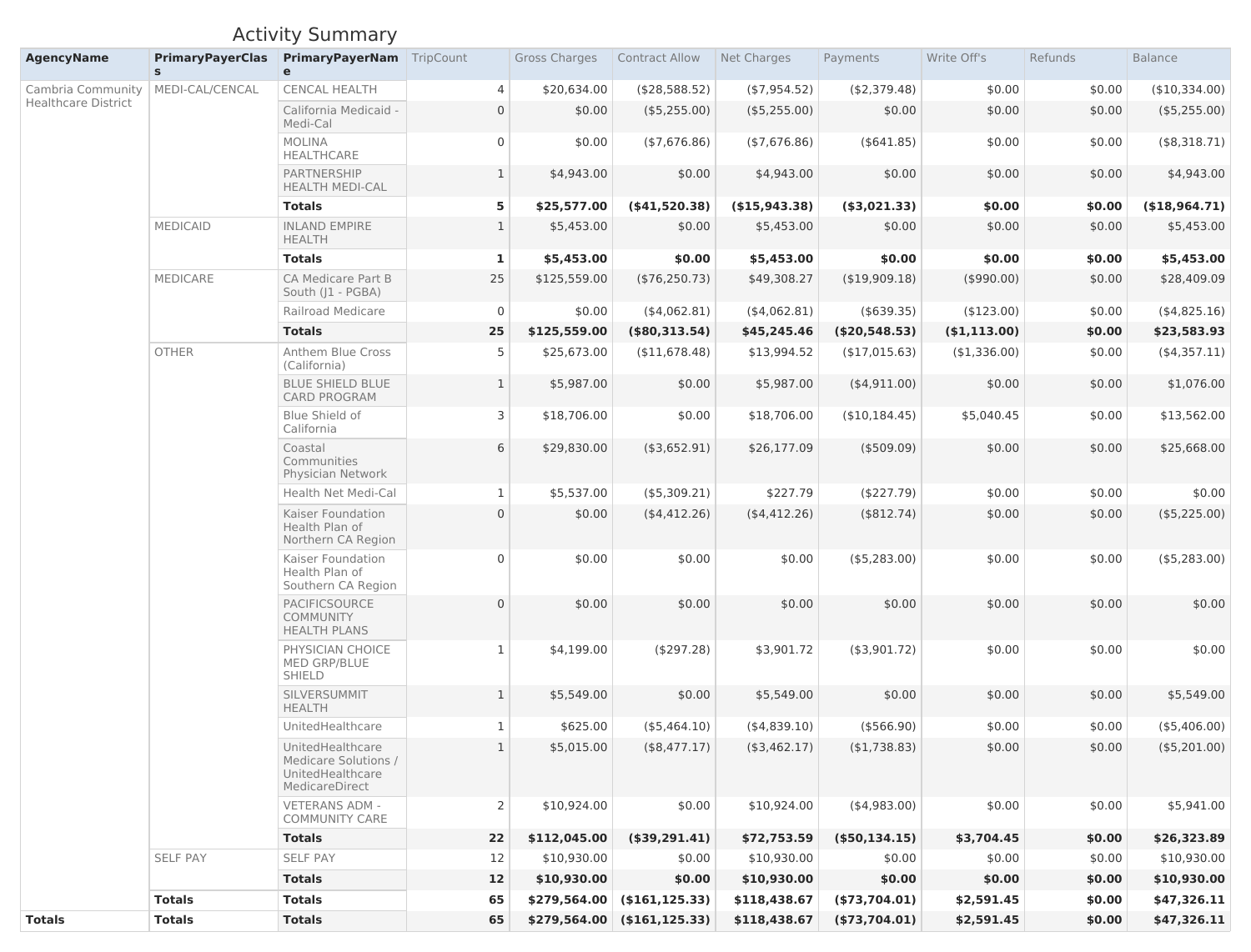# Activity Summary

| AgencyName | PrimaryPayerClass | PrimaryPayerName | TripCount | Gross Charges | Contract Allow | Net Charges | Payments | Write Off's | Refunds | Balance |
|---|---|---|---|---|---|---|---|---|---|---|
| Cambria Community Healthcare District | MEDI-CAL/CENCAL | CENCAL HEALTH | 4 | $20,634.00 | ($28,588.52) | ($7,954.52) | ($2,379.48) | $0.00 | $0.00 | ($10,334.00) |
| | | California Medicaid - Medi-Cal | 0 | $0.00 | ($5,255.00) | ($5,255.00) | $0.00 | $0.00 | $0.00 | ($5,255.00) |
| | | MOLINA HEALTHCARE | 0 | $0.00 | ($7,676.86) | ($7,676.86) | ($641.85) | $0.00 | $0.00 | ($8,318.71) |
| | | PARTNERSHIP HEALTH MEDI-CAL | 1 | $4,943.00 | $0.00 | $4,943.00 | $0.00 | $0.00 | $0.00 | $4,943.00 |
| | | **Totals** | **5** | **$25,577.00** | **($41,520.38)** | **($15,943.38)** | **($3,021.33)** | **$0.00** | **$0.00** | **($18,964.71)** |
| | MEDICAID | INLAND EMPIRE HEALTH | 1 | $5,453.00 | $0.00 | $5,453.00 | $0.00 | $0.00 | $0.00 | $5,453.00 |
| | | **Totals** | **1** | **$5,453.00** | **$0.00** | **$5,453.00** | **$0.00** | **$0.00** | **$0.00** | **$5,453.00** |
| | MEDICARE | CA Medicare Part B South (J1 - PGBA) | 25 | $125,559.00 | ($76,250.73) | $49,308.27 | ($19,909.18) | ($990.00) | $0.00 | $28,409.09 |
| | | Railroad Medicare | 0 | $0.00 | ($4,062.81) | ($4,062.81) | ($639.35) | ($123.00) | $0.00 | ($4,825.16) |
| | | **Totals** | **25** | **$125,559.00** | **($80,313.54)** | **$45,245.46** | **($20,548.53)** | **($1,113.00)** | **$0.00** | **$23,583.93** |
| | OTHER | Anthem Blue Cross (California) | 5 | $25,673.00 | ($11,678.48) | $13,994.52 | ($17,015.63) | ($1,336.00) | $0.00 | ($4,357.11) |
| | | BLUE SHIELD BLUE CARD PROGRAM | 1 | $5,987.00 | $0.00 | $5,987.00 | ($4,911.00) | $0.00 | $0.00 | $1,076.00 |
| | | Blue Shield of California | 3 | $18,706.00 | $0.00 | $18,706.00 | ($10,184.45) | $5,040.45 | $0.00 | $13,562.00 |
| | | Coastal Communities Physician Network | 6 | $29,830.00 | ($3,652.91) | $26,177.09 | ($509.09) | $0.00 | $0.00 | $25,668.00 |
| | | Health Net Medi-Cal | 1 | $5,537.00 | ($5,309.21) | $227.79 | ($227.79) | $0.00 | $0.00 | $0.00 |
| | | Kaiser Foundation Health Plan of Northern CA Region | 0 | $0.00 | ($4,412.26) | ($4,412.26) | ($812.74) | $0.00 | $0.00 | ($5,225.00) |
| | | Kaiser Foundation Health Plan of Southern CA Region | 0 | $0.00 | $0.00 | $0.00 | ($5,283.00) | $0.00 | $0.00 | ($5,283.00) |
| | | PACIFICSOURCE COMMUNITY HEALTH PLANS | 0 | $0.00 | $0.00 | $0.00 | $0.00 | $0.00 | $0.00 | $0.00 |
| | | PHYSICIAN CHOICE MED GRP/BLUE SHIELD | 1 | $4,199.00 | ($297.28) | $3,901.72 | ($3,901.72) | $0.00 | $0.00 | $0.00 |
| | | SILVERSUMMIT HEALTH | 1 | $5,549.00 | $0.00 | $5,549.00 | $0.00 | $0.00 | $0.00 | $5,549.00 |
| | | UnitedHealthcare | 1 | $625.00 | ($5,464.10) | ($4,839.10) | ($566.90) | $0.00 | $0.00 | ($5,406.00) |
| | | UnitedHealthcare Medicare Solutions / UnitedHealthcare MedicareDirect | 1 | $5,015.00 | ($8,477.17) | ($3,462.17) | ($1,738.83) | $0.00 | $0.00 | ($5,201.00) |
| | | VETERANS ADM - COMMUNITY CARE | 2 | $10,924.00 | $0.00 | $10,924.00 | ($4,983.00) | $0.00 | $0.00 | $5,941.00 |
| | | **Totals** | **22** | **$112,045.00** | **($39,291.41)** | **$72,753.59** | **($50,134.15)** | **$3,704.45** | **$0.00** | **$26,323.89** |
| | SELF PAY | SELF PAY | 12 | $10,930.00 | $0.00 | $10,930.00 | $0.00 | $0.00 | $0.00 | $10,930.00 |
| | | **Totals** | **12** | **$10,930.00** | **$0.00** | **$10,930.00** | **$0.00** | **$0.00** | **$0.00** | **$10,930.00** |
| | **Totals** | **Totals** | **65** | **$279,564.00** | **($161,125.33)** | **$118,438.67** | **($73,704.01)** | **$2,591.45** | **$0.00** | **$47,326.11** |
| **Totals** | **Totals** | **Totals** | **65** | **$279,564.00** | **($161,125.33)** | **$118,438.67** | **($73,704.01)** | **$2,591.45** | **$0.00** | **$47,326.11** |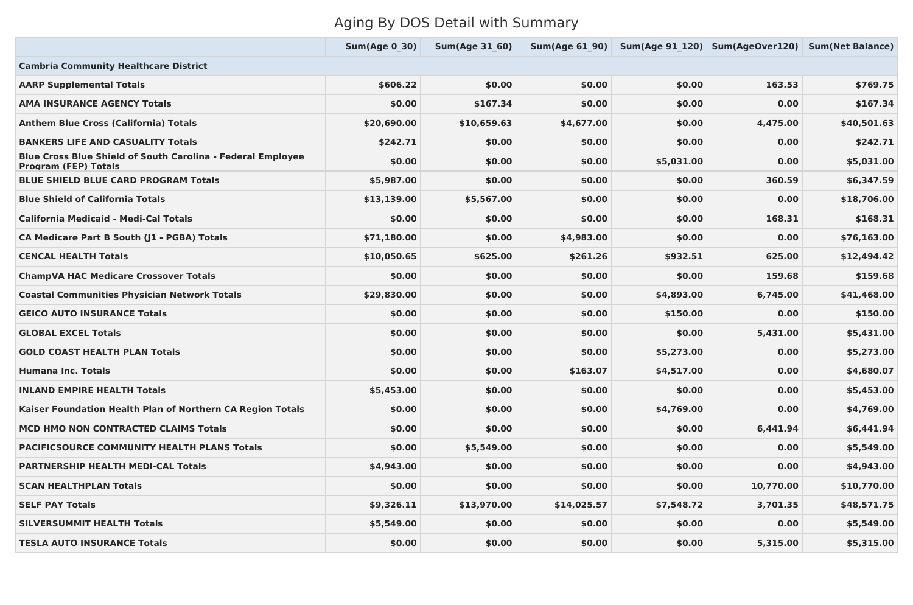# Aging By DOS Detail with Summary

| | Sum(Age 0_30) | Sum(Age 31_60) | Sum(Age 61_90) | Sum(Age 91_120) | Sum(AgeOver120) | Sum(Net Balance) |
|---|---|---|---|---|---|---|
| **Cambria Community Healthcare District** | | | | | | |
| **AARP Supplemental Totals** | **$606.22** | **$0.00** | **$0.00** | **$0.00** | **163.53** | **$769.75** |
| **AMA INSURANCE AGENCY Totals** | **$0.00** | **$167.34** | **$0.00** | **$0.00** | **0.00** | **$167.34** |
| **Anthem Blue Cross (California) Totals** | **$20,690.00** | **$10,659.63** | **$4,677.00** | **$0.00** | **4,475.00** | **$40,501.63** |
| **BANKERS LIFE AND CASUALITY Totals** | **$242.71** | **$0.00** | **$0.00** | **$0.00** | **0.00** | **$242.71** |
| **Blue Cross Blue Shield of South Carolina - Federal Employee Program (FEP) Totals** | **$0.00** | **$0.00** | **$0.00** | **$5,031.00** | **0.00** | **$5,031.00** |
| **BLUE SHIELD BLUE CARD PROGRAM Totals** | **$5,987.00** | **$0.00** | **$0.00** | **$0.00** | **360.59** | **$6,347.59** |
| **Blue Shield of California Totals** | **$13,139.00** | **$5,567.00** | **$0.00** | **$0.00** | **0.00** | **$18,706.00** |
| **California Medicaid - Medi-Cal Totals** | **$0.00** | **$0.00** | **$0.00** | **$0.00** | **168.31** | **$168.31** |
| **CA Medicare Part B South (J1 - PGBA) Totals** | **$71,180.00** | **$0.00** | **$4,983.00** | **$0.00** | **0.00** | **$76,163.00** |
| **CENCAL HEALTH Totals** | **$10,050.65** | **$625.00** | **$261.26** | **$932.51** | **625.00** | **$12,494.42** |
| **ChampVA HAC Medicare Crossover Totals** | **$0.00** | **$0.00** | **$0.00** | **$0.00** | **159.68** | **$159.68** |
| **Coastal Communities Physician Network Totals** | **$29,830.00** | **$0.00** | **$0.00** | **$4,893.00** | **6,745.00** | **$41,468.00** |
| **GEICO AUTO INSURANCE Totals** | **$0.00** | **$0.00** | **$0.00** | **$150.00** | **0.00** | **$150.00** |
| **GLOBAL EXCEL Totals** | **$0.00** | **$0.00** | **$0.00** | **$0.00** | **5,431.00** | **$5,431.00** |
| **GOLD COAST HEALTH PLAN Totals** | **$0.00** | **$0.00** | **$0.00** | **$5,273.00** | **0.00** | **$5,273.00** |
| **Humana Inc. Totals** | **$0.00** | **$0.00** | **$163.07** | **$4,517.00** | **0.00** | **$4,680.07** |
| **INLAND EMPIRE HEALTH Totals** | **$5,453.00** | **$0.00** | **$0.00** | **$0.00** | **0.00** | **$5,453.00** |
| **Kaiser Foundation Health Plan of Northern CA Region Totals** | **$0.00** | **$0.00** | **$0.00** | **$4,769.00** | **0.00** | **$4,769.00** |
| **MCD HMO NON CONTRACTED CLAIMS Totals** | **$0.00** | **$0.00** | **$0.00** | **$0.00** | **6,441.94** | **$6,441.94** |
| **PACIFICSOURCE COMMUNITY HEALTH PLANS Totals** | **$0.00** | **$5,549.00** | **$0.00** | **$0.00** | **0.00** | **$5,549.00** |
| **PARTNERSHIP HEALTH MEDI-CAL Totals** | **$4,943.00** | **$0.00** | **$0.00** | **$0.00** | **0.00** | **$4,943.00** |
| **SCAN HEALTHPLAN Totals** | **$0.00** | **$0.00** | **$0.00** | **$0.00** | **10,770.00** | **$10,770.00** |
| **SELF PAY Totals** | **$9,326.11** | **$13,970.00** | **$14,025.57** | **$7,548.72** | **3,701.35** | **$48,571.75** |
| **SILVERSUMMIT HEALTH Totals** | **$5,549.00** | **$0.00** | **$0.00** | **$0.00** | **0.00** | **$5,549.00** |
| **TESLA AUTO INSURANCE Totals** | **$0.00** | **$0.00** | **$0.00** | **$0.00** | **5,315.00** | **$5,315.00** |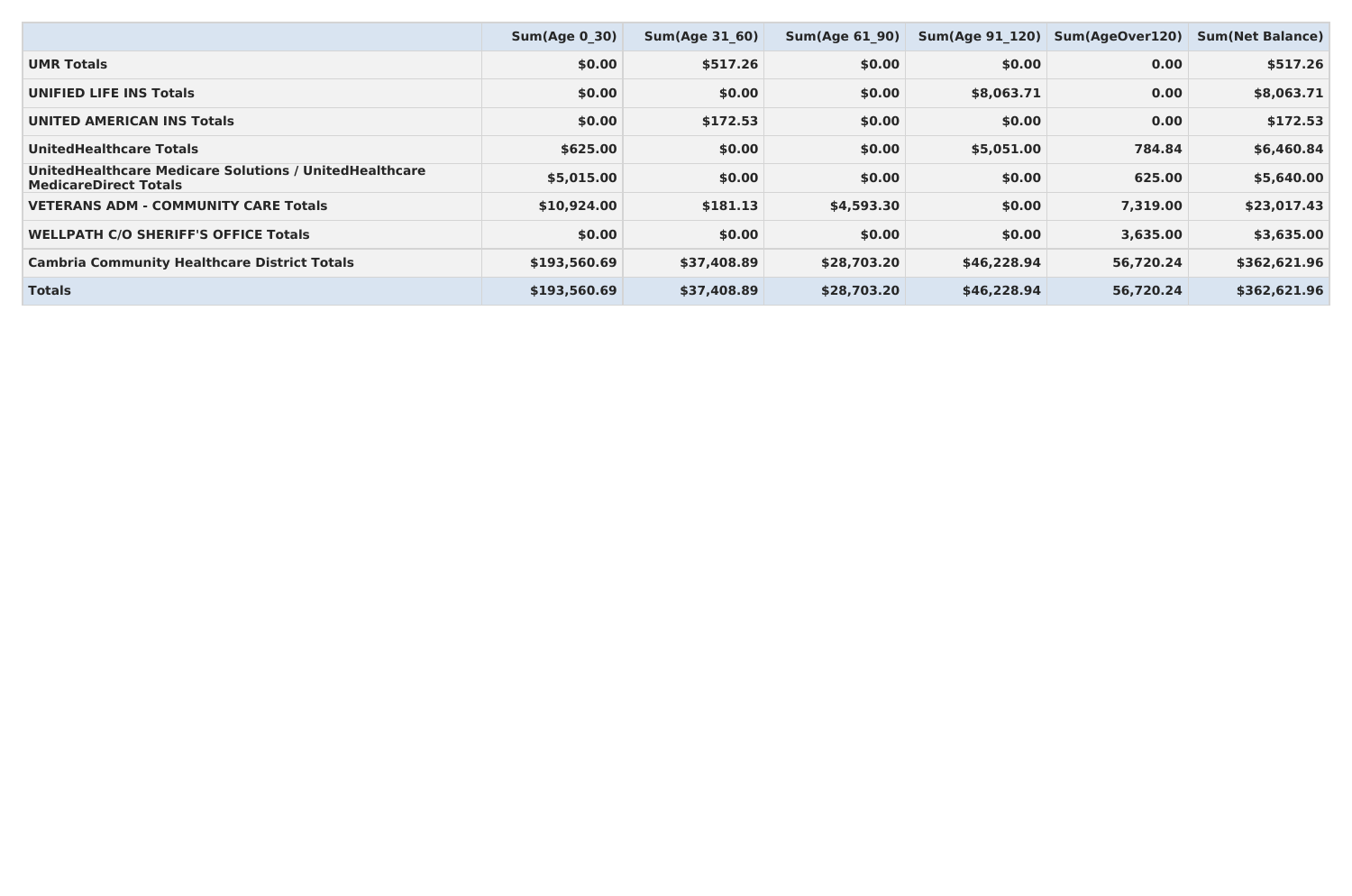| | Sum(Age 0_30) | Sum(Age 31_60) | Sum(Age 61_90) | Sum(Age 91_120) | Sum(AgeOver120) | Sum(Net Balance) |
|---|---|---|---|---|---|---|
| **UMR Totals** | **$0.00** | **$517.26** | **$0.00** | **$0.00** | **0.00** | **$517.26** |
| **UNIFIED LIFE INS Totals** | **$0.00** | **$0.00** | **$0.00** | **$8,063.71** | **0.00** | **$8,063.71** |
| **UNITED AMERICAN INS Totals** | **$0.00** | **$172.53** | **$0.00** | **$0.00** | **0.00** | **$172.53** |
| **UnitedHealthcare Totals** | **$625.00** | **$0.00** | **$0.00** | **$5,051.00** | **784.84** | **$6,460.84** |
| **UnitedHealthcare Medicare Solutions / UnitedHealthcare MedicareDirect Totals** | **$5,015.00** | **$0.00** | **$0.00** | **$0.00** | **625.00** | **$5,640.00** |
| **VETERANS ADM - COMMUNITY CARE Totals** | **$10,924.00** | **$181.13** | **$4,593.30** | **$0.00** | **7,319.00** | **$23,017.43** |
| **WELLPATH C/O SHERIFF'S OFFICE Totals** | **$0.00** | **$0.00** | **$0.00** | **$0.00** | **3,635.00** | **$3,635.00** |
| **Cambria Community Healthcare District Totals** | **$193,560.69** | **$37,408.89** | **$28,703.20** | **$46,228.94** | **56,720.24** | **$362,621.96** |
| **Totals** | **$193,560.69** | **$37,408.89** | **$28,703.20** | **$46,228.94** | **56,720.24** | **$362,621.96** |